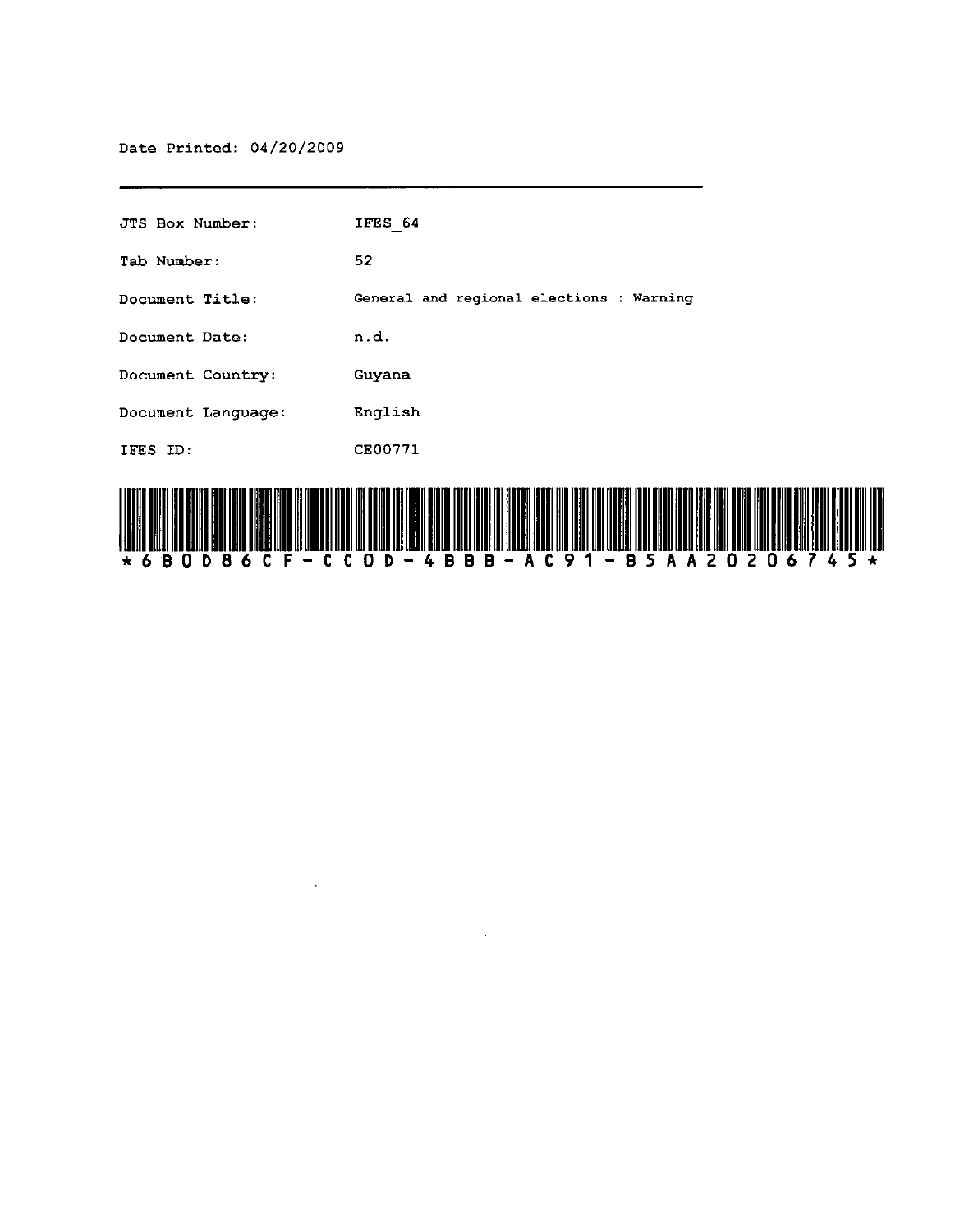Date Printed: 04/20/2009

---

| | |
|---|---|
| JTS Box Number: | IFES_64 |
| Tab Number: | 52 |
| Document Title: | General and regional elections : Warning |
| Document Date: | n.d. |
| Document Country: | Guyana |
| Document Language: | English |
| IFES ID: | CE00771 |

*6B0D86CF-CC0D-4BBB-AC91-B5AA20206745*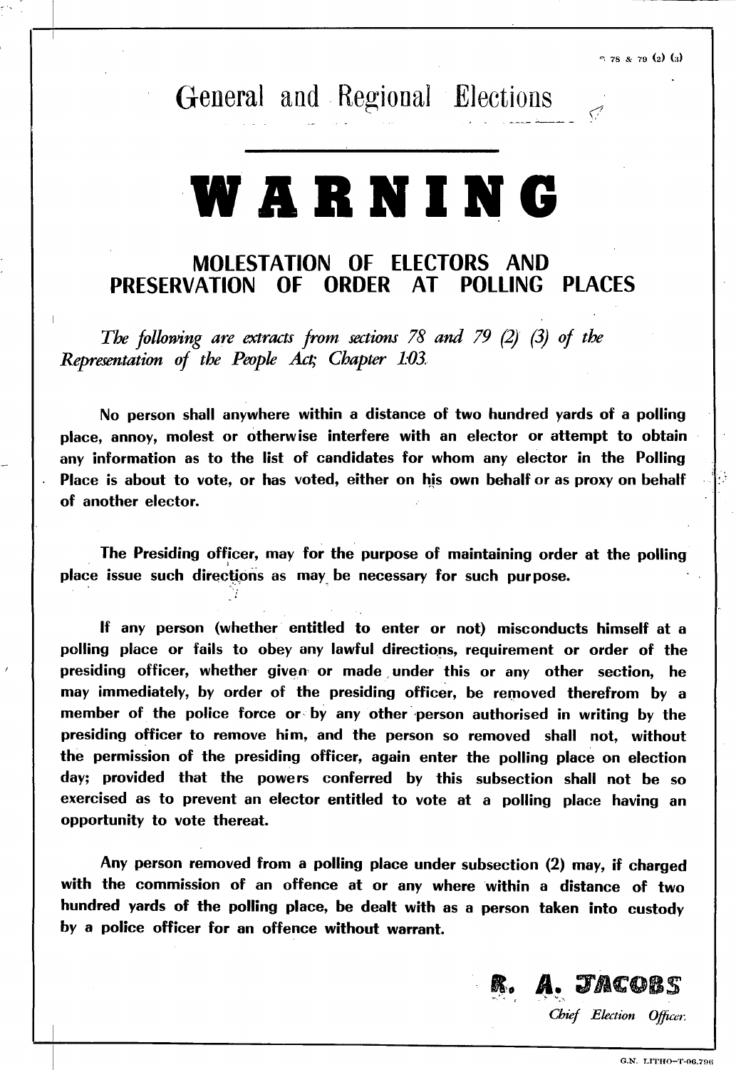78 & 79 (2) (3)

# General and Regional Elections

# WARNING

## MOLESTATION OF ELECTORS AND PRESERVATION OF ORDER AT POLLING PLACES

*The following are extracts from sections 78 and 79 (2) (3) of the Representation of the People Act; Chapter 1:03.*

**No person shall anywhere within a distance of two hundred yards of a polling place, annoy, molest or otherwise interfere with an elector or attempt to obtain any information as to the list of candidates for whom any elector in the Polling Place is about to vote, or has voted, either on his own behalf or as proxy on behalf of another elector.**

**The Presiding officer, may for the purpose of maintaining order at the polling place issue such directions as may be necessary for such purpose.**

**If any person (whether entitled to enter or not) misconducts himself at a polling place or fails to obey any lawful directions, requirement or order of the presiding officer, whether given or made under this or any other section, he may immediately, by order of the presiding officer, be removed therefrom by a member of the police force or by any other person authorised in writing by the presiding officer to remove him, and the person so removed shall not, without the permission of the presiding officer, again enter the polling place on election day; provided that the powers conferred by this subsection shall not be so exercised as to prevent an elector entitled to vote at a polling place having an opportunity to vote thereat.**

**Any person removed from a polling place under subsection (2) may, if charged with the commission of an offence at or any where within a distance of two hundred yards of the polling place, be dealt with as a person taken into custody by a police officer for an offence without warrant.**

**R. A. JACOBS**
*Chief Election Officer.*

G.N. LITHO—T-06.796